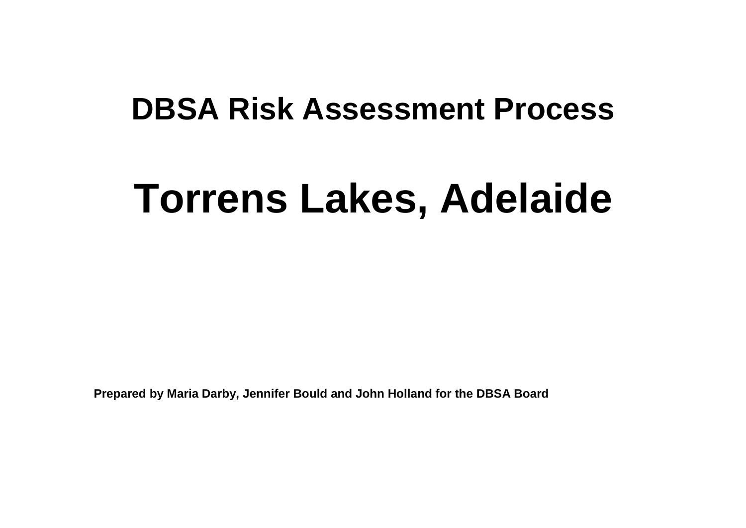# DBSA Risk Assessment Process

# Torrens Lakes, Adelaide

**Prepared by Maria Darby, Jennifer Bould and John Holland for the DBSA Board**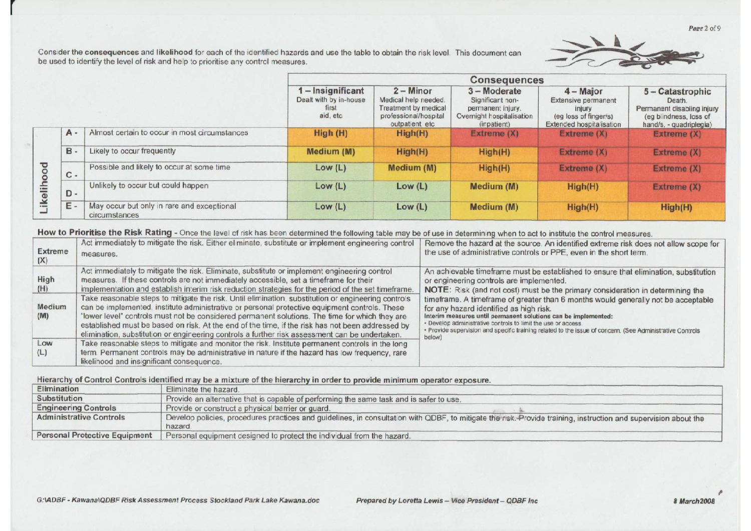Consider the **consequences** and **likelihood** for each of the identified hazards and use the table to obtain the risk level. This document can be used to identify the level of risk and help to prioritise any control measures.

| | | | Consequences | | | | |
|---|---|---|---|---|---|---|---|
| | | | **1 – Insignificant** Dealt with by in-house first aid, etc | **2 – Minor** Medical help needed. Treatment by medical professional/hospital outpatient etc | **3 – Moderate** Significant non-permanent injury. Overnight hospitalisation (inpatient) | **4 – Major** Extensive permanent injury (eg loss of finger/s) Extended hospitalisation | **5 – Catastrophic** Death. Permanent disabling injury (eg blindness, loss of hand/s, - quadriplegia) |
| **Likelihood** | A - | Almost certain to occur in most circumstances | High (H) | High(H) | Extreme (X) | Extreme (X) | Extreme (X) |
| | B - | Likely to occur frequently | Medium (M) | High(H) | High(H) | Extreme (X) | Extreme (X) |
| | C - | Possible and likely to occur at some time | Low (L) | Medium (M) | High(H) | Extreme (X) | Extreme (X) |
| | D - | Unlikely to occur but could happen | Low (L) | Low (L) | Medium (M) | High(H) | Extreme (X) |
| | E - | May occur but only in rare and exceptional circumstances | Low (L) | Low (L) | Medium (M) | High(H) | High(H) |

**How to Prioritise the Risk Rating** - Once the level of risk has been determined the following table may be of use in determining when to act to institute the control measures.

| | | |
|---|---|---|
| Extreme (X) | Act immediately to mitigate the risk. Either eliminate, substitute or implement engineering control measures. | Remove the hazard at the source. An identified extreme risk does not allow scope for the use of administrative controls or PPE, even in the short term. |
| High (H) | Act immediately to mitigate the risk. Eliminate, substitute or implement engineering control measures. If these controls are not immediately accessible, set a timeframe for their implementation and establish interim risk reduction strategies for the period of the set timeframe. | An achievable timeframe must be established to ensure that elimination, substitution or engineering controls are implemented. **NOTE**: Risk (and not cost) must be the primary consideration in determining the timeframe. A timeframe of greater than 6 months would generally not be acceptable for any hazard identified as high risk. **Interim measures until permanent solutions can be implemented:** • Develop administrative controls to limit the use or access. • Provide supervision and specific training related to the issue of concern. (See Administrative Controls below) |
| Medium (M) | Take reasonable steps to mitigate the risk. Until elimination, substitution or engineering controls can be implemented, institute administrative or personal protective equipment controls. These "lower level" controls must not be considered permanent solutions. The time for which they are established must be based on risk. At the end of the time, if the risk has not been addressed by elimination, substitution or engineering controls a further risk assessment can be undertaken. | |
| Low (L) | Take reasonable steps to mitigate and monitor the risk. Institute permanent controls in the long term. Permanent controls may be administrative in nature if the hazard has low frequency, rare likelihood and insignificant consequence. | |

**Hierarchy of Control Controls identified may be a mixture of the hierarchy in order to provide minimum operator exposure.**

| | |
|---|---|
| Elimination | Eliminate the hazard. |
| Substitution | Provide an alternative that is capable of performing the same task and is safer to use. |
| Engineering Controls | Provide or construct a physical barrier or guard. |
| Administrative Controls | Develop policies, procedures practices and guidelines, in consultation with QDBF, to mitigate the risk. Provide training, instruction and supervision about the hazard. |
| Personal Protective Equipment | Personal equipment designed to protect the individual from the hazard. |

G:\ADBF - Kawana\QDBF Risk Assessment Process Stockland Park Lake Kawana.doc — Prepared by Loretta Lewis – Vice President – QDBF Inc — 8 March 2008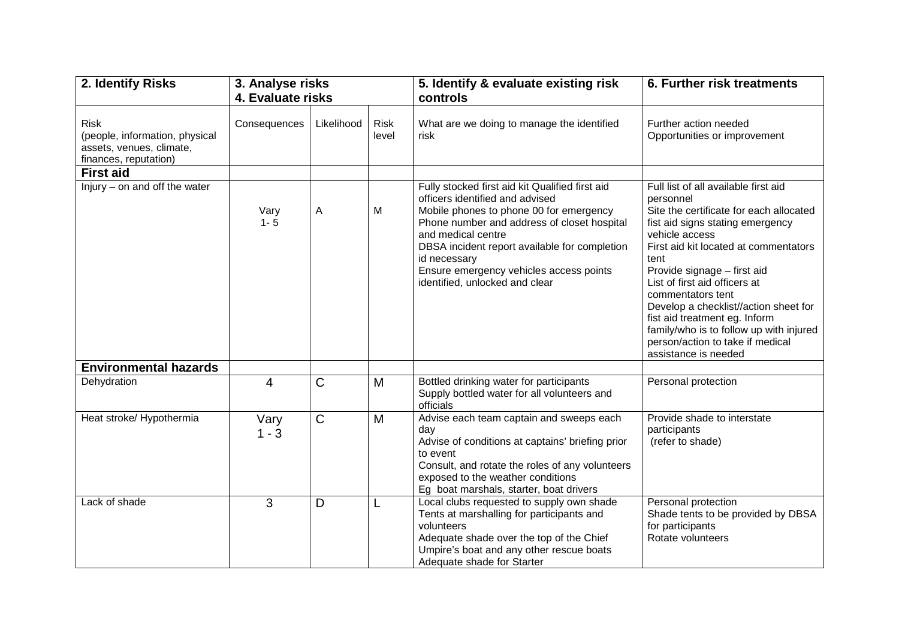| 2. Identify Risks | 3. Analyse risks 4. Evaluate risks | | | 5. Identify & evaluate existing risk controls | 6. Further risk treatments |
|---|---|---|---|---|---|
| Risk (people, information, physical assets, venues, climate, finances, reputation) | Consequences | Likelihood | Risk level | What are we doing to manage the identified risk | Further action needed Opportunities or improvement |
| **First aid** | | | | | |
| Injury – on and off the water | Vary 1- 5 | A | M | Fully stocked first aid kit Qualified first aid officers identified and advised<br>Mobile phones to phone 00 for emergency<br>Phone number and address of closet hospital and medical centre<br>DBSA incident report available for completion id necessary<br>Ensure emergency vehicles access points identified, unlocked and clear | Full list of all available first aid personnel<br>Site the certificate for each allocated fist aid signs stating emergency vehicle access<br>First aid kit located at commentators tent<br>Provide signage – first aid<br>List of first aid officers at commentators tent<br>Develop a checklist//action sheet for fist aid treatment eg. Inform family/who is to follow up with injured person/action to take if medical assistance is needed |
| **Environmental hazards** | | | | | |
| Dehydration | 4 | C | M | Bottled drinking water for participants<br>Supply bottled water for all volunteers and officials | Personal protection |
| Heat stroke/ Hypothermia | Vary 1 - 3 | C | M | Advise each team captain and sweeps each day<br>Advise of conditions at captains' briefing prior to event<br>Consult, and rotate the roles of any volunteers exposed to the weather conditions<br>Eg boat marshals, starter, boat drivers | Provide shade to interstate participants<br>(refer to shade) |
| Lack of shade | 3 | D | L | Local clubs requested to supply own shade<br>Tents at marshalling for participants and volunteers<br>Adequate shade over the top of the Chief Umpire's boat and any other rescue boats<br>Adequate shade for Starter | Personal protection<br>Shade tents to be provided by DBSA for participants<br>Rotate volunteers |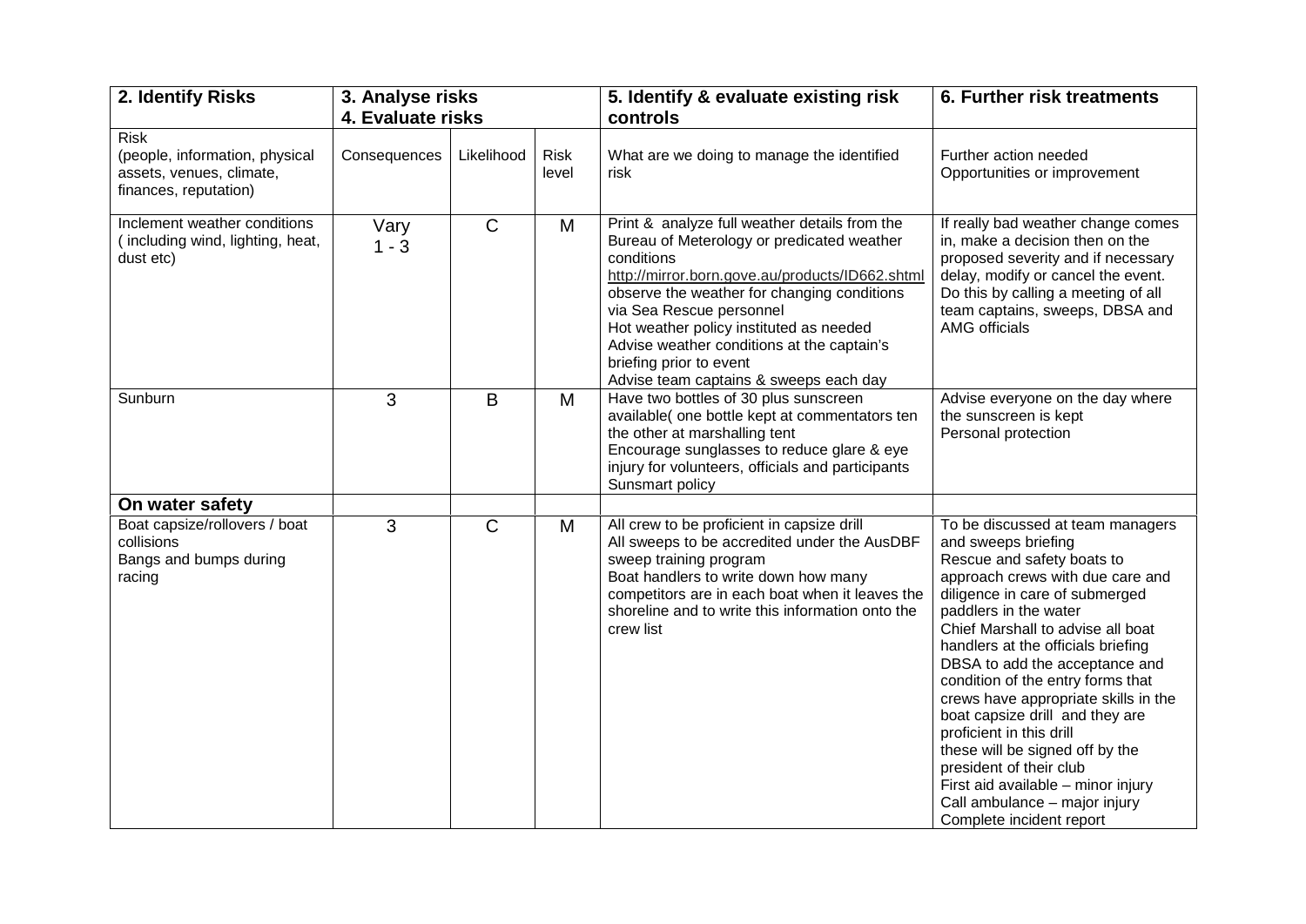| 2. Identify Risks | 3. Analyse risks 4. Evaluate risks | | | 5. Identify & evaluate existing risk controls | 6. Further risk treatments |
|---|---|---|---|---|---|
| Risk (people, information, physical assets, venues, climate, finances, reputation) | Consequences | Likelihood | Risk level | What are we doing to manage the identified risk | Further action needed Opportunities or improvement |
| Inclement weather conditions ( including wind, lighting, heat, dust etc) | Vary 1 - 3 | C | M | Print & analyze full weather details from the Bureau of Meterology or predicated weather conditions http://mirror.born.gove.au/products/ID662.shtml observe the weather for changing conditions via Sea Rescue personnel Hot weather policy instituted as needed Advise weather conditions at the captain's briefing prior to event Advise team captains & sweeps each day | If really bad weather change comes in, make a decision then on the proposed severity and if necessary delay, modify or cancel the event. Do this by calling a meeting of all team captains, sweeps, DBSA and AMG officials |
| Sunburn | 3 | B | M | Have two bottles of 30 plus sunscreen available( one bottle kept at commentators ten the other at marshalling tent Encourage sunglasses to reduce glare & eye injury for volunteers, officials and participants Sunsmart policy | Advise everyone on the day where the sunscreen is kept Personal protection |
| **On water safety** | | | | | |
| Boat capsize/rollovers / boat collisions Bangs and bumps during racing | 3 | C | M | All crew to be proficient in capsize drill All sweeps to be accredited under the AusDBF sweep training program Boat handlers to write down how many competitors are in each boat when it leaves the shoreline and to write this information onto the crew list | To be discussed at team managers and sweeps briefing Rescue and safety boats to approach crews with due care and diligence in care of submerged paddlers in the water Chief Marshall to advise all boat handlers at the officials briefing DBSA to add the acceptance and condition of the entry forms that crews have appropriate skills in the boat capsize drill and they are proficient in this drill these will be signed off by the president of their club First aid available – minor injury Call ambulance – major injury Complete incident report |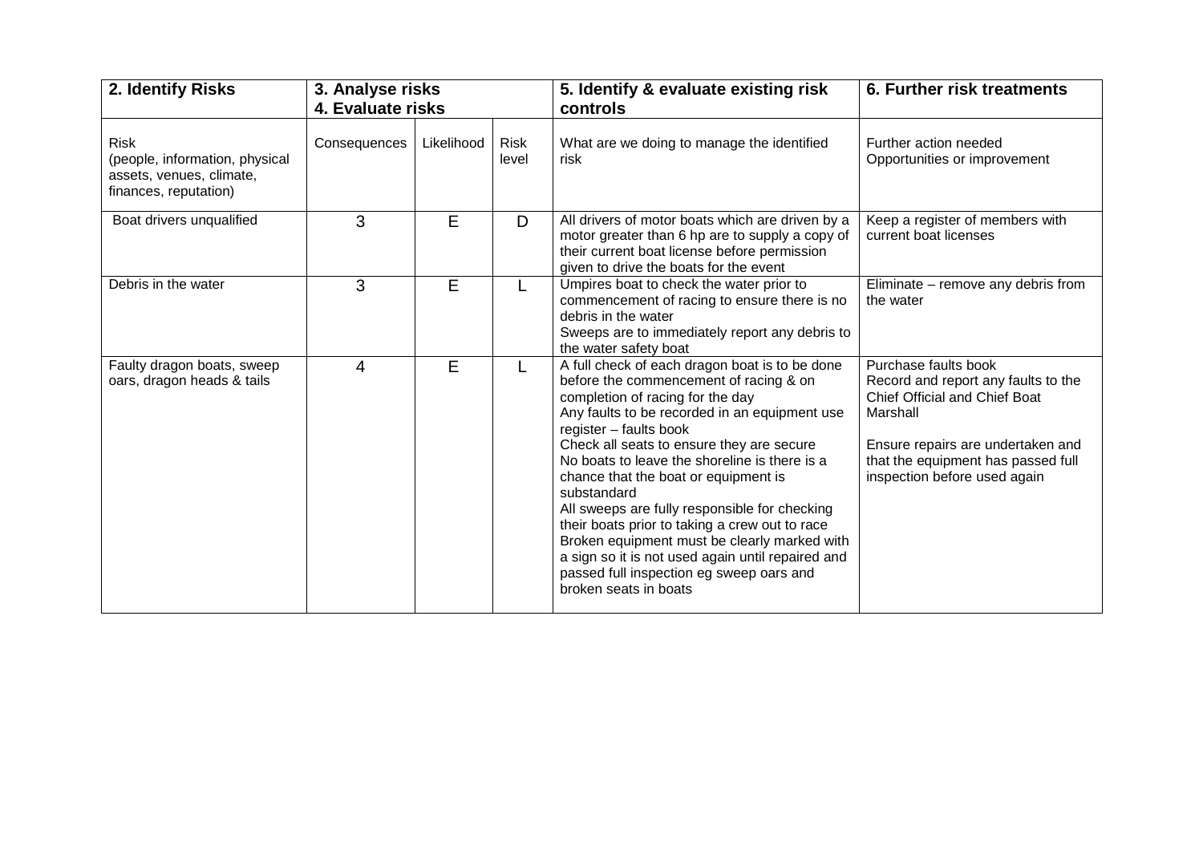| 2. Identify Risks | 3. Analyse risks<br>4. Evaluate risks | | | 5. Identify & evaluate existing risk controls | 6. Further risk treatments |
|---|---|---|---|---|---|
| Risk<br>(people, information, physical assets, venues, climate, finances, reputation) | Consequences | Likelihood | Risk level | What are we doing to manage the identified risk | Further action needed<br>Opportunities or improvement |
| Boat drivers unqualified | 3 | E | D | All drivers of motor boats which are driven by a motor greater than 6 hp are to supply a copy of their current boat license before permission given to drive the boats for the event | Keep a register of members with current boat licenses |
| Debris in the water | 3 | E | L | Umpires boat to check the water prior to commencement of racing to ensure there is no debris in the water<br>Sweeps are to immediately report any debris to the water safety boat | Eliminate – remove any debris from the water |
| Faulty dragon boats, sweep oars, dragon heads & tails | 4 | E | L | A full check of each dragon boat is to be done before the commencement of racing & on completion of racing for the day<br>Any faults to be recorded in an equipment use register – faults book<br>Check all seats to ensure they are secure<br>No boats to leave the shoreline is there is a chance that the boat or equipment is substandard<br>All sweeps are fully responsible for checking their boats prior to taking a crew out to race<br>Broken equipment must be clearly marked with a sign so it is not used again until repaired and passed full inspection eg sweep oars and broken seats in boats | Purchase faults book<br>Record and report any faults to the Chief Official and Chief Boat Marshall<br><br>Ensure repairs are undertaken and that the equipment has passed full inspection before used again |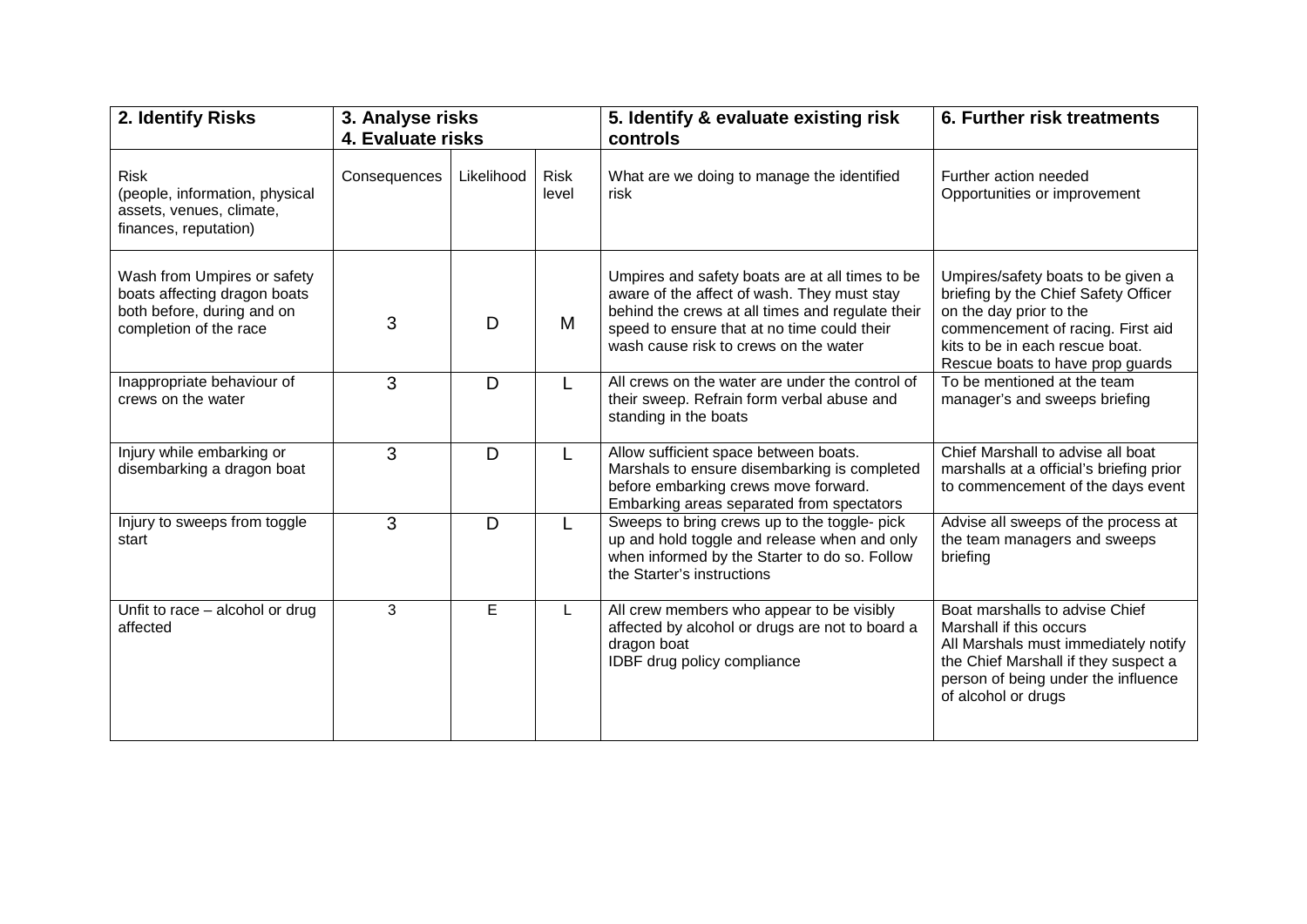| 2. Identify Risks | 3. Analyse risks<br>4. Evaluate risks | | | 5. Identify & evaluate existing risk controls | 6. Further risk treatments |
|---|---|---|---|---|---|
| Risk<br>(people, information, physical assets, venues, climate, finances, reputation) | Consequences | Likelihood | Risk level | What are we doing to manage the identified risk | Further action needed<br>Opportunities or improvement |
| Wash from Umpires or safety boats affecting dragon boats both before, during and on completion of the race | 3 | D | M | Umpires and safety boats are at all times to be aware of the affect of wash. They must stay behind the crews at all times and regulate their speed to ensure that at no time could their wash cause risk to crews on the water | Umpires/safety boats to be given a briefing by the Chief Safety Officer on the day prior to the commencement of racing. First aid kits to be in each rescue boat. Rescue boats to have prop guards |
| Inappropriate behaviour of crews on the water | 3 | D | L | All crews on the water are under the control of their sweep. Refrain form verbal abuse and standing in the boats | To be mentioned at the team manager's and sweeps briefing |
| Injury while embarking or disembarking a dragon boat | 3 | D | L | Allow sufficient space between boats. Marshals to ensure disembarking is completed before embarking crews move forward. Embarking areas separated from spectators | Chief Marshall to advise all boat marshalls at a official's briefing prior to commencement of the days event |
| Injury to sweeps from toggle start | 3 | D | L | Sweeps to bring crews up to the toggle- pick up and hold toggle and release when and only when informed by the Starter to do so. Follow the Starter's instructions | Advise all sweeps of the process at the team managers and sweeps briefing |
| Unfit to race – alcohol or drug affected | 3 | E | L | All crew members who appear to be visibly affected by alcohol or drugs are not to board a dragon boat<br>IDBF drug policy compliance | Boat marshalls to advise Chief Marshall if this occurs<br>All Marshals must immediately notify the Chief Marshall if they suspect a person of being under the influence of alcohol or drugs |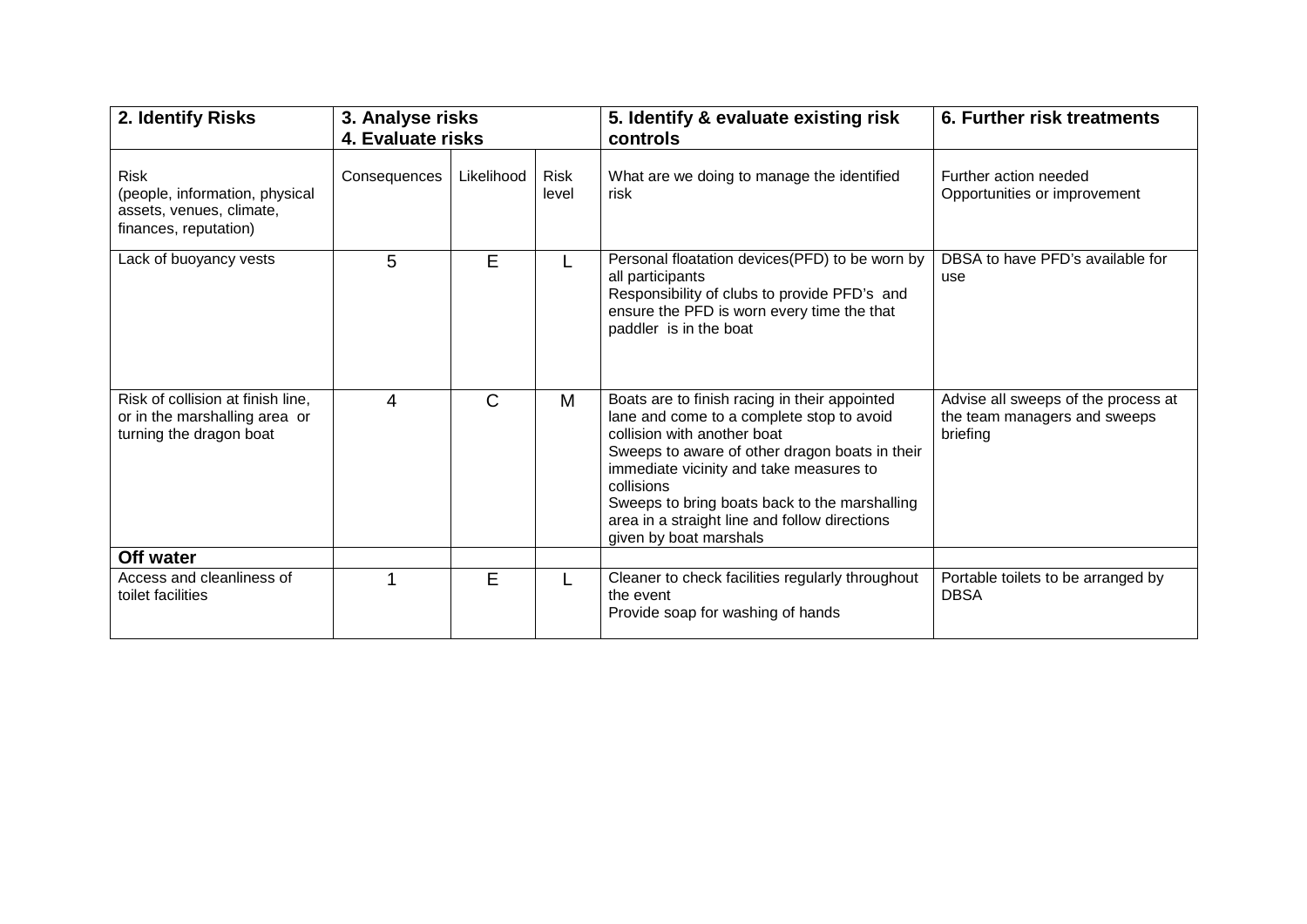| 2. Identify Risks | 3. Analyse risks<br>4. Evaluate risks | | | 5. Identify & evaluate existing risk controls | 6. Further risk treatments |
|---|---|---|---|---|---|
| Risk<br>(people, information, physical assets, venues, climate, finances, reputation) | Consequences | Likelihood | Risk level | What are we doing to manage the identified risk | Further action needed<br>Opportunities or improvement |
| Lack of buoyancy vests | 5 | E | L | Personal floatation devices(PFD) to be worn by all participants<br>Responsibility of clubs to provide PFD's and ensure the PFD is worn every time the that paddler is in the boat | DBSA to have PFD's available for use |
| Risk of collision at finish line, or in the marshalling area or turning the dragon boat | 4 | C | M | Boats are to finish racing in their appointed lane and come to a complete stop to avoid collision with another boat<br>Sweeps to aware of other dragon boats in their immediate vicinity and take measures to collisions<br>Sweeps to bring boats back to the marshalling area in a straight line and follow directions given by boat marshals | Advise all sweeps of the process at the team managers and sweeps briefing |
| **Off water** | | | | | |
| Access and cleanliness of toilet facilities | 1 | E | L | Cleaner to check facilities regularly throughout the event<br>Provide soap for washing of hands | Portable toilets to be arranged by DBSA |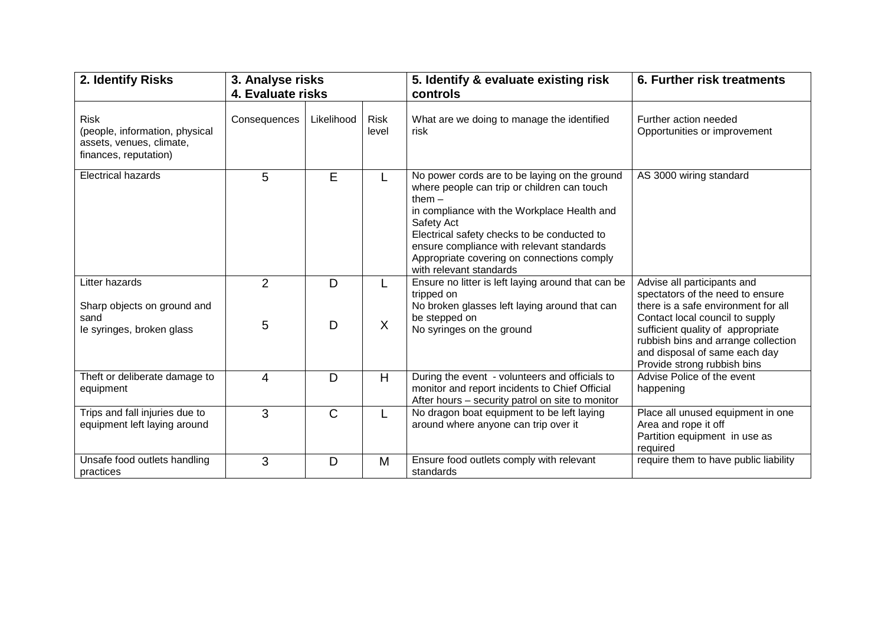| 2. Identify Risks | 3. Analyse risks<br>4. Evaluate risks | | | 5. Identify & evaluate existing risk controls | 6. Further risk treatments |
|---|---|---|---|---|---|
| Risk<br>(people, information, physical assets, venues, climate, finances, reputation) | Consequences | Likelihood | Risk level | What are we doing to manage the identified risk | Further action needed<br>Opportunities or improvement |
| Electrical hazards | 5 | E | L | No power cords are to be laying on the ground where people can trip or children can touch them –<br>in compliance with the Workplace Health and Safety Act<br>Electrical safety checks to be conducted to ensure compliance with relevant standards<br>Appropriate covering on connections comply with relevant standards | AS 3000 wiring standard |
| Litter hazards<br><br>Sharp objects on ground and sand<br>Ie syringes, broken glass | 2<br><br>5 | D<br><br>D | L<br><br>X | Ensure no litter is left laying around that can be tripped on<br>No broken glasses left laying around that can be stepped on<br>No syringes on the ground | Advise all participants and spectators of the need to ensure there is a safe environment for all<br>Contact local council to supply sufficient quality of appropriate rubbish bins and arrange collection and disposal of same each day<br>Provide strong rubbish bins |
| Theft or deliberate damage to equipment | 4 | D | H | During the event - volunteers and officials to monitor and report incidents to Chief Official<br>After hours – security patrol on site to monitor | Advise Police of the event happening |
| Trips and fall injuries due to equipment left laying around | 3 | C | L | No dragon boat equipment to be left laying around where anyone can trip over it | Place all unused equipment in one Area and rope it off<br>Partition equipment in use as required |
| Unsafe food outlets handling practices | 3 | D | M | Ensure food outlets comply with relevant standards | require them to have public liability |